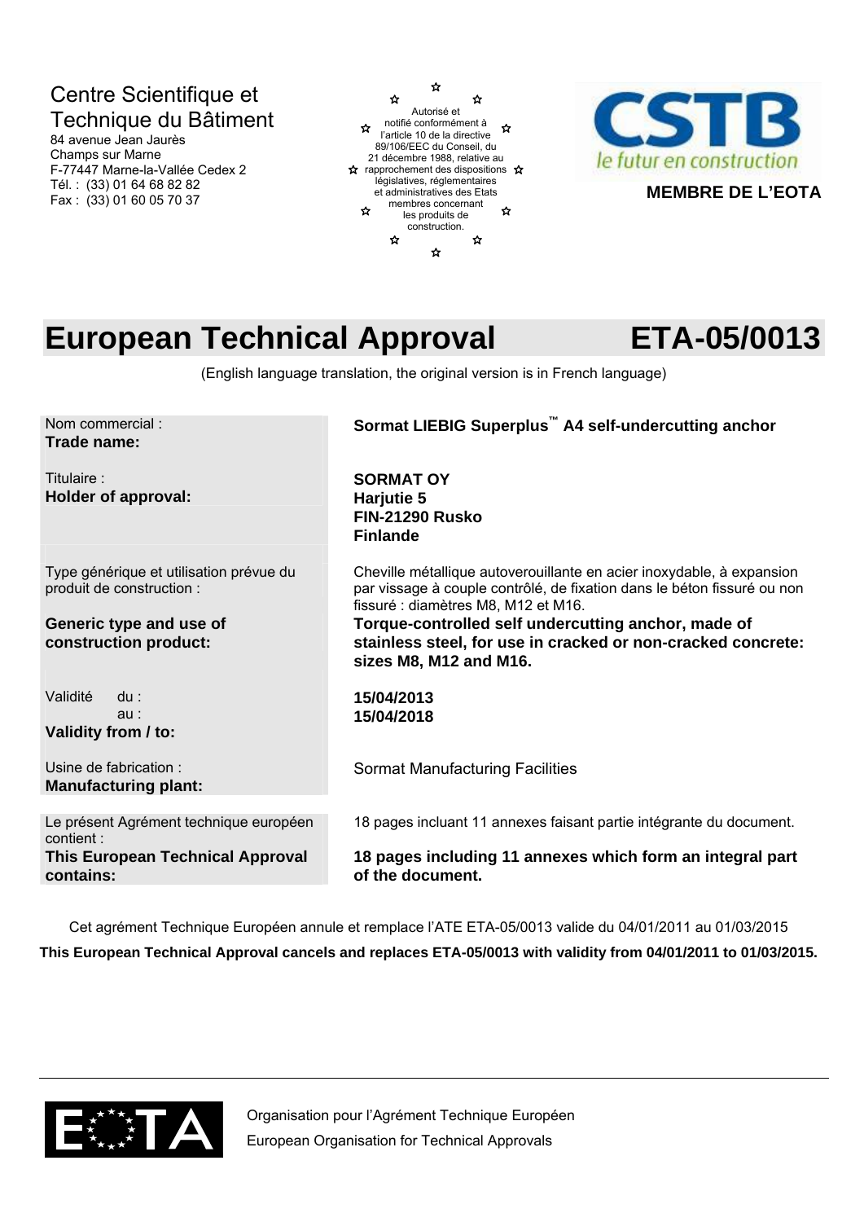Centre Scientifique et Technique du Bâtiment
84 avenue Jean Jaurès
Champs sur Marne
F-77447 Marne-la-Vallée Cedex 2
Tél. : (33) 01 64 68 82 82
Fax : (33) 01 60 05 70 37

Autorisé et notifié conformément à l'article 10 de la directive 89/106/EEC du Conseil, du 21 décembre 1988, relative au rapprochement des dispositions législatives, réglementaires et administratives des Etats membres concernant les produits de construction.

CSTB
le futur en construction

**MEMBRE DE L'EOTA**

# European Technical Approval ETA-05/0013

(English language translation, the original version is in French language)

| | |
|---|---|
| Nom commercial :<br>**Trade name:** | **Sormat LIEBIG Superplus™ A4 self-undercutting anchor** |
| Titulaire :<br>**Holder of approval:** | **SORMAT OY**<br>**Harjutie 5**<br>**FIN-21290 Rusko**<br>**Finlande** |
| Type générique et utilisation prévue du produit de construction :<br>**Generic type and use of construction product:** | Cheville métallique autoverouillante en acier inoxydable, à expansion par vissage à couple contrôlé, de fixation dans le béton fissuré ou non fissuré : diamètres M8, M12 et M16.<br>**Torque-controlled self undercutting anchor, made of stainless steel, for use in cracked or non-cracked concrete: sizes M8, M12 and M16.** |
| Validité du :<br>au :<br>**Validity from / to:** | **15/04/2013**<br>**15/04/2018** |
| Usine de fabrication :<br>**Manufacturing plant:** | Sormat Manufacturing Facilities |
| Le présent Agrément technique européen contient :<br>**This European Technical Approval contains:** | 18 pages incluant 11 annexes faisant partie intégrante du document.<br>**18 pages including 11 annexes which form an integral part of the document.** |

Cet agrément Technique Européen annule et remplace l'ATE ETA-05/0013 valide du 04/01/2011 au 01/03/2015

**This European Technical Approval cancels and replaces ETA-05/0013 with validity from 04/01/2011 to 01/03/2015.**

EOTA

Organisation pour l'Agrément Technique Européen
European Organisation for Technical Approvals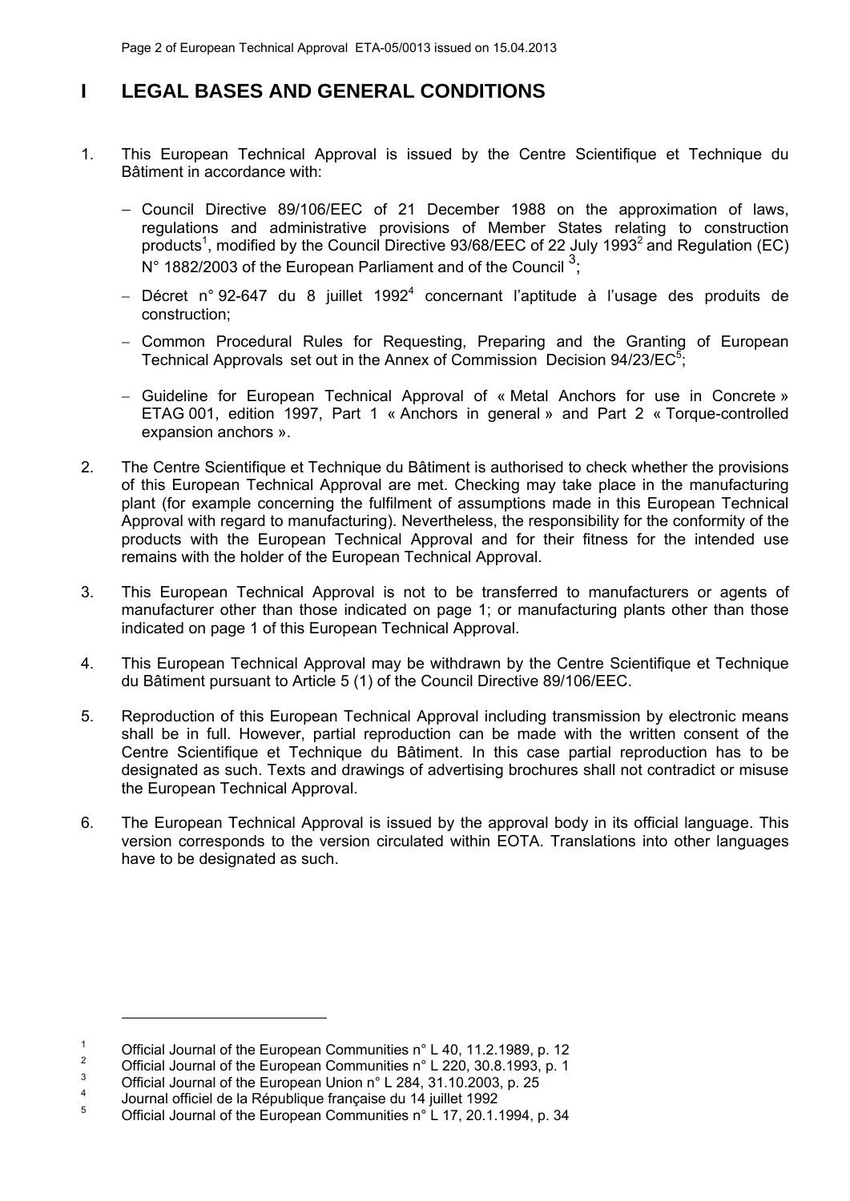# I LEGAL BASES AND GENERAL CONDITIONS

1. This European Technical Approval is issued by the Centre Scientifique et Technique du Bâtiment in accordance with:

   - Council Directive 89/106/EEC of 21 December 1988 on the approximation of laws, regulations and administrative provisions of Member States relating to construction products[1], modified by the Council Directive 93/68/EEC of 22 July 1993[2] and Regulation (EC) N° 1882/2003 of the European Parliament and of the Council [3];
   - Décret n° 92-647 du 8 juillet 1992[4] concernant l'aptitude à l'usage des produits de construction;
   - Common Procedural Rules for Requesting, Preparing and the Granting of European Technical Approvals set out in the Annex of Commission Decision 94/23/EC[5];
   - Guideline for European Technical Approval of « Metal Anchors for use in Concrete » ETAG 001, edition 1997, Part 1 « Anchors in general » and Part 2 « Torque-controlled expansion anchors ».

2. The Centre Scientifique et Technique du Bâtiment is authorised to check whether the provisions of this European Technical Approval are met. Checking may take place in the manufacturing plant (for example concerning the fulfilment of assumptions made in this European Technical Approval with regard to manufacturing). Nevertheless, the responsibility for the conformity of the products with the European Technical Approval and for their fitness for the intended use remains with the holder of the European Technical Approval.

3. This European Technical Approval is not to be transferred to manufacturers or agents of manufacturer other than those indicated on page 1; or manufacturing plants other than those indicated on page 1 of this European Technical Approval.

4. This European Technical Approval may be withdrawn by the Centre Scientifique et Technique du Bâtiment pursuant to Article 5 (1) of the Council Directive 89/106/EEC.

5. Reproduction of this European Technical Approval including transmission by electronic means shall be in full. However, partial reproduction can be made with the written consent of the Centre Scientifique et Technique du Bâtiment. In this case partial reproduction has to be designated as such. Texts and drawings of advertising brochures shall not contradict or misuse the European Technical Approval.

6. The European Technical Approval is issued by the approval body in its official language. This version corresponds to the version circulated within EOTA. Translations into other languages have to be designated as such.

---

[1] Official Journal of the European Communities n° L 40, 11.2.1989, p. 12

[2] Official Journal of the European Communities n° L 220, 30.8.1993, p. 1

[3] Official Journal of the European Union n° L 284, 31.10.2003, p. 25

[4] Journal officiel de la République française du 14 juillet 1992

[5] Official Journal of the European Communities n° L 17, 20.1.1994, p. 34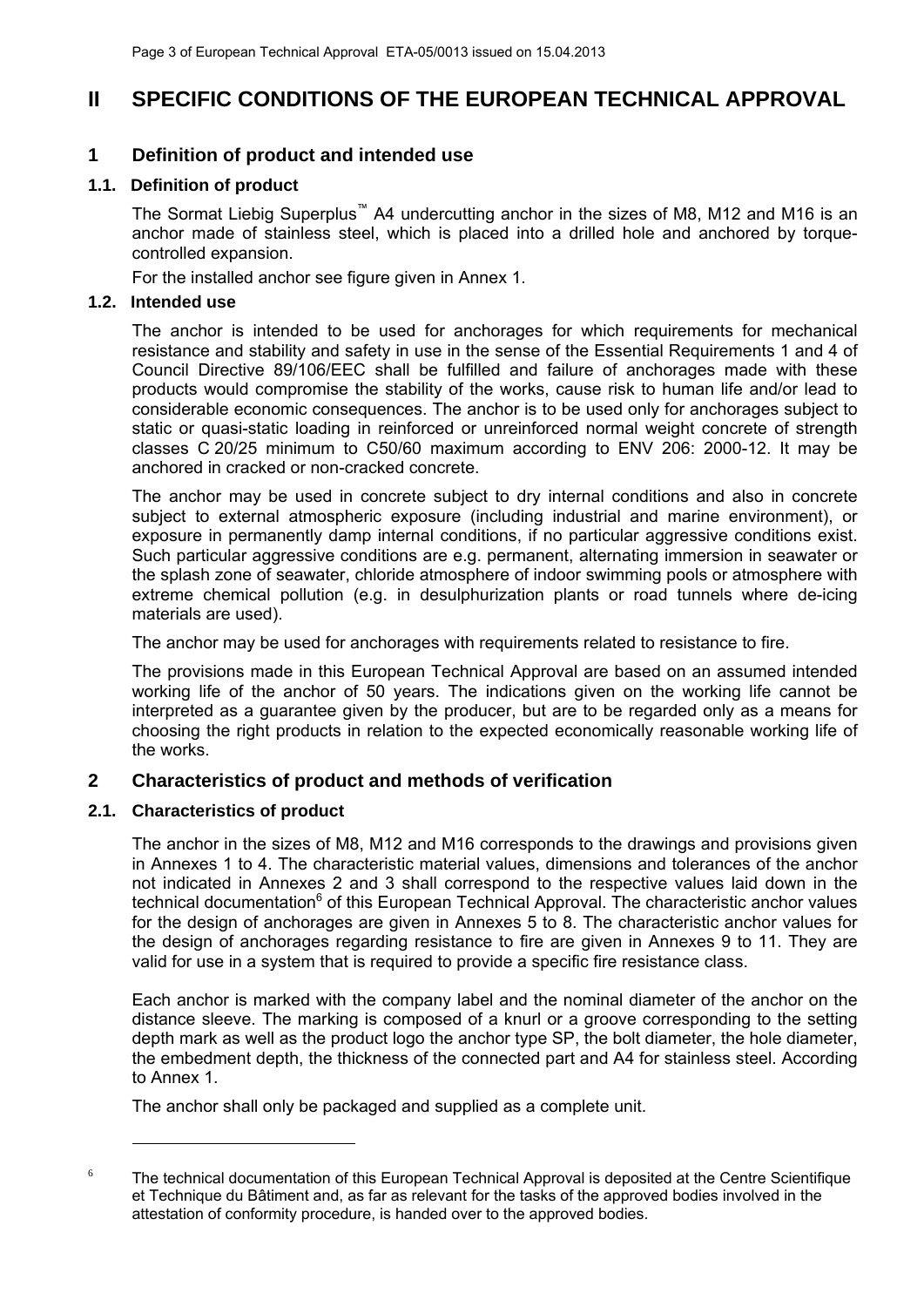# II SPECIFIC CONDITIONS OF THE EUROPEAN TECHNICAL APPROVAL

## 1 Definition of product and intended use

### 1.1. Definition of product

The Sormat Liebig Superplus™ A4 undercutting anchor in the sizes of M8, M12 and M16 is an anchor made of stainless steel, which is placed into a drilled hole and anchored by torque-controlled expansion.

For the installed anchor see figure given in Annex 1.

### 1.2. Intended use

The anchor is intended to be used for anchorages for which requirements for mechanical resistance and stability and safety in use in the sense of the Essential Requirements 1 and 4 of Council Directive 89/106/EEC shall be fulfilled and failure of anchorages made with these products would compromise the stability of the works, cause risk to human life and/or lead to considerable economic consequences. The anchor is to be used only for anchorages subject to static or quasi-static loading in reinforced or unreinforced normal weight concrete of strength classes C 20/25 minimum to C50/60 maximum according to ENV 206: 2000-12. It may be anchored in cracked or non-cracked concrete.

The anchor may be used in concrete subject to dry internal conditions and also in concrete subject to external atmospheric exposure (including industrial and marine environment), or exposure in permanently damp internal conditions, if no particular aggressive conditions exist. Such particular aggressive conditions are e.g. permanent, alternating immersion in seawater or the splash zone of seawater, chloride atmosphere of indoor swimming pools or atmosphere with extreme chemical pollution (e.g. in desulphurization plants or road tunnels where de-icing materials are used).

The anchor may be used for anchorages with requirements related to resistance to fire.

The provisions made in this European Technical Approval are based on an assumed intended working life of the anchor of 50 years. The indications given on the working life cannot be interpreted as a guarantee given by the producer, but are to be regarded only as a means for choosing the right products in relation to the expected economically reasonable working life of the works.

## 2 Characteristics of product and methods of verification

### 2.1. Characteristics of product

The anchor in the sizes of M8, M12 and M16 corresponds to the drawings and provisions given in Annexes 1 to 4. The characteristic material values, dimensions and tolerances of the anchor not indicated in Annexes 2 and 3 shall correspond to the respective values laid down in the technical documentation[6] of this European Technical Approval. The characteristic anchor values for the design of anchorages are given in Annexes 5 to 8. The characteristic anchor values for the design of anchorages regarding resistance to fire are given in Annexes 9 to 11. They are valid for use in a system that is required to provide a specific fire resistance class.

Each anchor is marked with the company label and the nominal diameter of the anchor on the distance sleeve. The marking is composed of a knurl or a groove corresponding to the setting depth mark as well as the product logo the anchor type SP, the bolt diameter, the hole diameter, the embedment depth, the thickness of the connected part and A4 for stainless steel. According to Annex 1.

The anchor shall only be packaged and supplied as a complete unit.

---

[6] The technical documentation of this European Technical Approval is deposited at the Centre Scientifique et Technique du Bâtiment and, as far as relevant for the tasks of the approved bodies involved in the attestation of conformity procedure, is handed over to the approved bodies.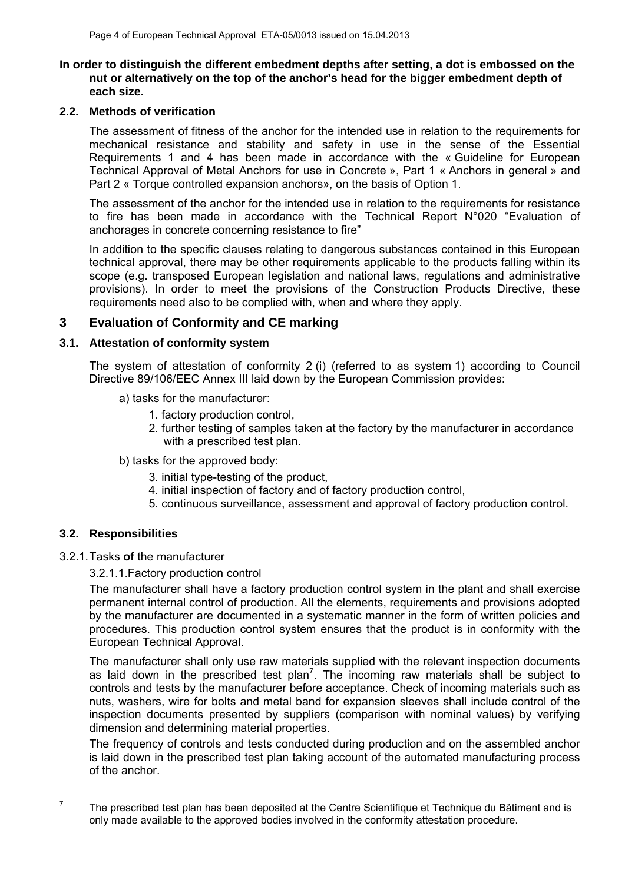**In order to distinguish the different embedment depths after setting, a dot is embossed on the nut or alternatively on the top of the anchor's head for the bigger embedment depth of each size.**

### 2.2. Methods of verification

The assessment of fitness of the anchor for the intended use in relation to the requirements for mechanical resistance and stability and safety in use in the sense of the Essential Requirements 1 and 4 has been made in accordance with the « Guideline for European Technical Approval of Metal Anchors for use in Concrete », Part 1 « Anchors in general » and Part 2 « Torque controlled expansion anchors», on the basis of Option 1.

The assessment of the anchor for the intended use in relation to the requirements for resistance to fire has been made in accordance with the Technical Report N°020 "Evaluation of anchorages in concrete concerning resistance to fire"

In addition to the specific clauses relating to dangerous substances contained in this European technical approval, there may be other requirements applicable to the products falling within its scope (e.g. transposed European legislation and national laws, regulations and administrative provisions). In order to meet the provisions of the Construction Products Directive, these requirements need also to be complied with, when and where they apply.

## 3 Evaluation of Conformity and CE marking

### 3.1. Attestation of conformity system

The system of attestation of conformity 2 (i) (referred to as system 1) according to Council Directive 89/106/EEC Annex III laid down by the European Commission provides:

a) tasks for the manufacturer:

1. factory production control,
2. further testing of samples taken at the factory by the manufacturer in accordance with a prescribed test plan.

b) tasks for the approved body:

3. initial type-testing of the product,
4. initial inspection of factory and of factory production control,
5. continuous surveillance, assessment and approval of factory production control.

### 3.2. Responsibilities

3.2.1. Tasks **of** the manufacturer

3.2.1.1. Factory production control

The manufacturer shall have a factory production control system in the plant and shall exercise permanent internal control of production. All the elements, requirements and provisions adopted by the manufacturer are documented in a systematic manner in the form of written policies and procedures. This production control system ensures that the product is in conformity with the European Technical Approval.

The manufacturer shall only use raw materials supplied with the relevant inspection documents as laid down in the prescribed test plan[7]. The incoming raw materials shall be subject to controls and tests by the manufacturer before acceptance. Check of incoming materials such as nuts, washers, wire for bolts and metal band for expansion sleeves shall include control of the inspection documents presented by suppliers (comparison with nominal values) by verifying dimension and determining material properties.

The frequency of controls and tests conducted during production and on the assembled anchor is laid down in the prescribed test plan taking account of the automated manufacturing process of the anchor.

---

[7] The prescribed test plan has been deposited at the Centre Scientifique et Technique du Bâtiment and is only made available to the approved bodies involved in the conformity attestation procedure.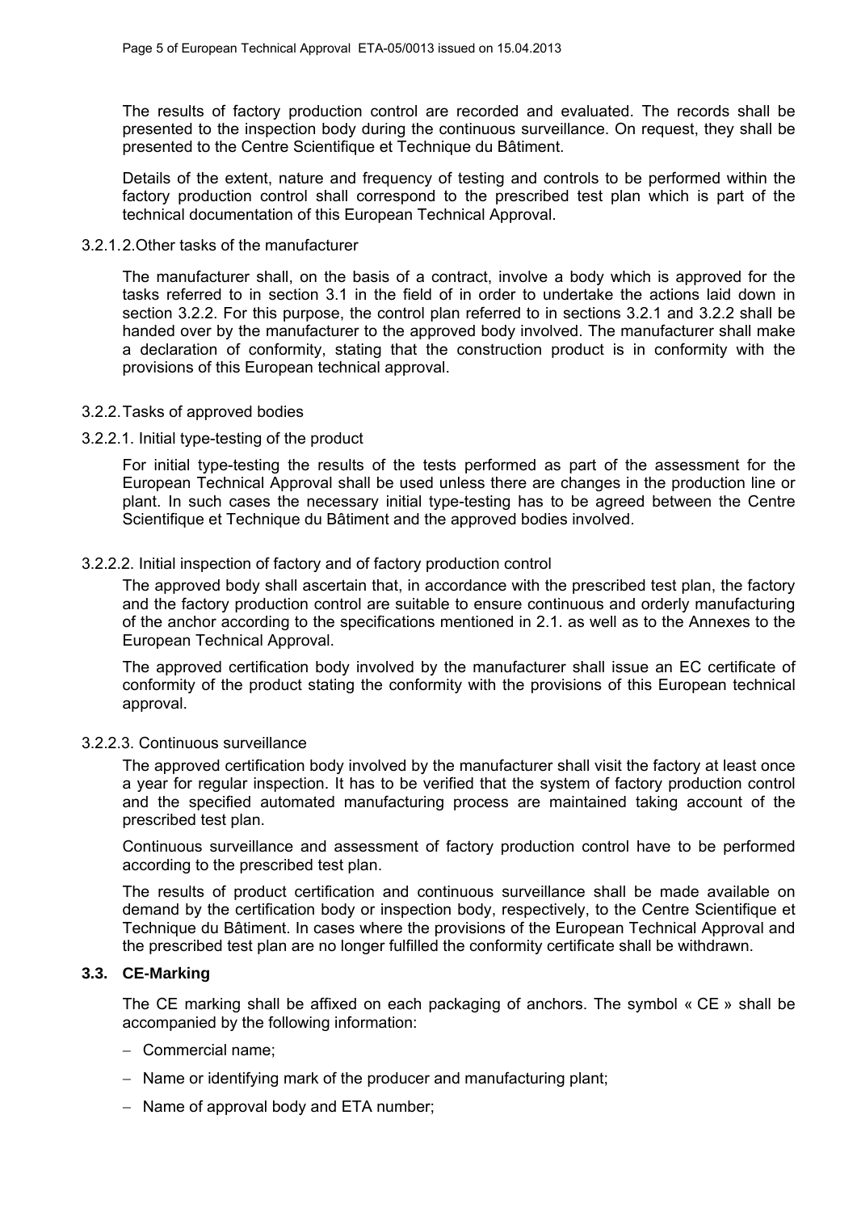The results of factory production control are recorded and evaluated. The records shall be presented to the inspection body during the continuous surveillance. On request, they shall be presented to the Centre Scientifique et Technique du Bâtiment.

Details of the extent, nature and frequency of testing and controls to be performed within the factory production control shall correspond to the prescribed test plan which is part of the technical documentation of this European Technical Approval.

3.2.1.2. Other tasks of the manufacturer

The manufacturer shall, on the basis of a contract, involve a body which is approved for the tasks referred to in section 3.1 in the field of in order to undertake the actions laid down in section 3.2.2. For this purpose, the control plan referred to in sections 3.2.1 and 3.2.2 shall be handed over by the manufacturer to the approved body involved. The manufacturer shall make a declaration of conformity, stating that the construction product is in conformity with the provisions of this European technical approval.

3.2.2. Tasks of approved bodies

3.2.2.1. Initial type-testing of the product

For initial type-testing the results of the tests performed as part of the assessment for the European Technical Approval shall be used unless there are changes in the production line or plant. In such cases the necessary initial type-testing has to be agreed between the Centre Scientifique et Technique du Bâtiment and the approved bodies involved.

3.2.2.2. Initial inspection of factory and of factory production control

The approved body shall ascertain that, in accordance with the prescribed test plan, the factory and the factory production control are suitable to ensure continuous and orderly manufacturing of the anchor according to the specifications mentioned in 2.1. as well as to the Annexes to the European Technical Approval.

The approved certification body involved by the manufacturer shall issue an EC certificate of conformity of the product stating the conformity with the provisions of this European technical approval.

3.2.2.3. Continuous surveillance

The approved certification body involved by the manufacturer shall visit the factory at least once a year for regular inspection. It has to be verified that the system of factory production control and the specified automated manufacturing process are maintained taking account of the prescribed test plan.

Continuous surveillance and assessment of factory production control have to be performed according to the prescribed test plan.

The results of product certification and continuous surveillance shall be made available on demand by the certification body or inspection body, respectively, to the Centre Scientifique et Technique du Bâtiment. In cases where the provisions of the European Technical Approval and the prescribed test plan are no longer fulfilled the conformity certificate shall be withdrawn.

### 3.3. CE-Marking

The CE marking shall be affixed on each packaging of anchors. The symbol « CE » shall be accompanied by the following information:

- Commercial name;
- Name or identifying mark of the producer and manufacturing plant;
- Name of approval body and ETA number;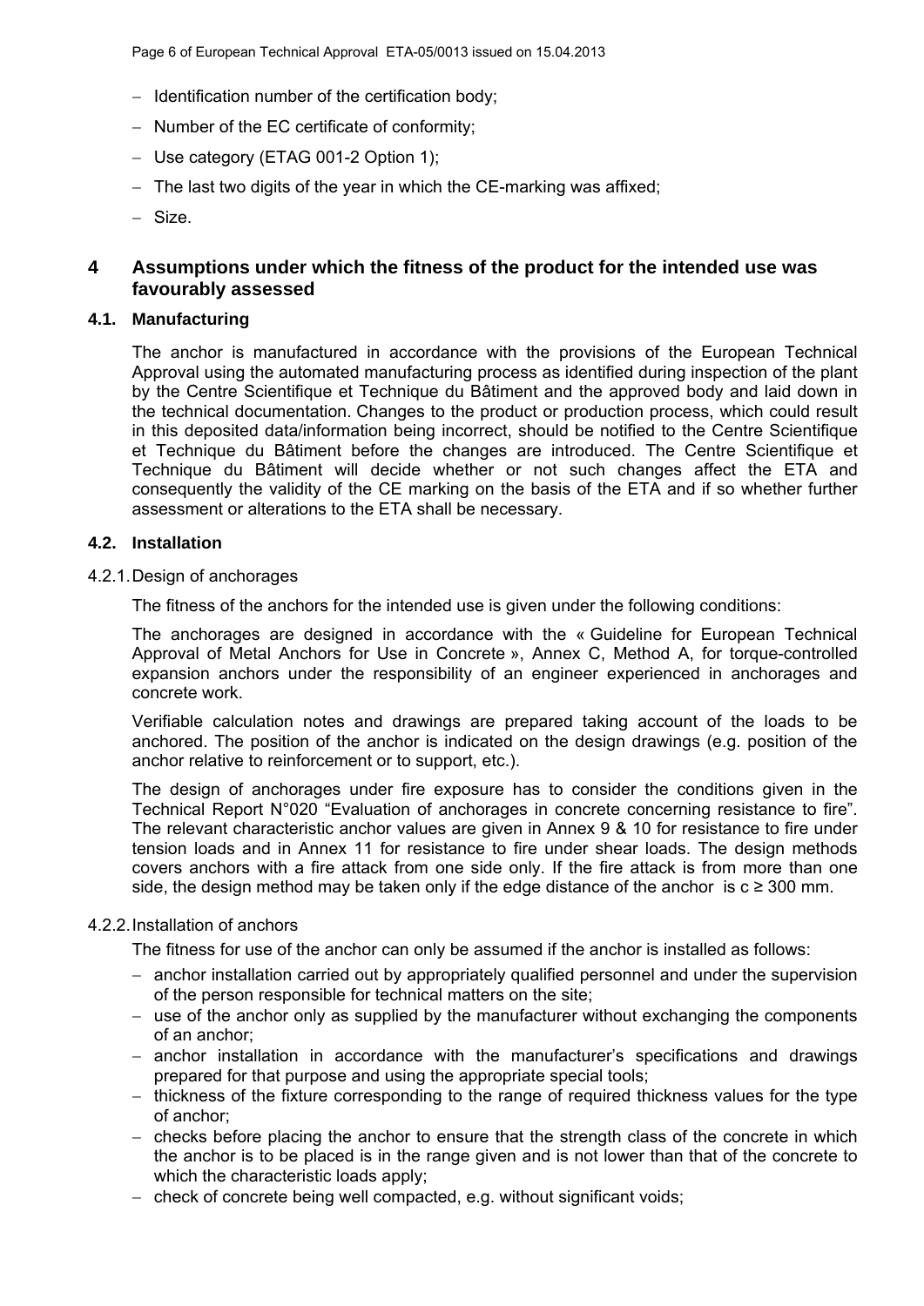- Identification number of the certification body;
- Number of the EC certificate of conformity;
- Use category (ETAG 001-2 Option 1);
- The last two digits of the year in which the CE-marking was affixed;
- Size.

## 4 Assumptions under which the fitness of the product for the intended use was favourably assessed

### 4.1. Manufacturing

The anchor is manufactured in accordance with the provisions of the European Technical Approval using the automated manufacturing process as identified during inspection of the plant by the Centre Scientifique et Technique du Bâtiment and the approved body and laid down in the technical documentation. Changes to the product or production process, which could result in this deposited data/information being incorrect, should be notified to the Centre Scientifique et Technique du Bâtiment before the changes are introduced. The Centre Scientifique et Technique du Bâtiment will decide whether or not such changes affect the ETA and consequently the validity of the CE marking on the basis of the ETA and if so whether further assessment or alterations to the ETA shall be necessary.

### 4.2. Installation

4.2.1. Design of anchorages

The fitness of the anchors for the intended use is given under the following conditions:

The anchorages are designed in accordance with the « Guideline for European Technical Approval of Metal Anchors for Use in Concrete », Annex C, Method A, for torque-controlled expansion anchors under the responsibility of an engineer experienced in anchorages and concrete work.

Verifiable calculation notes and drawings are prepared taking account of the loads to be anchored. The position of the anchor is indicated on the design drawings (e.g. position of the anchor relative to reinforcement or to support, etc.).

The design of anchorages under fire exposure has to consider the conditions given in the Technical Report N°020 "Evaluation of anchorages in concrete concerning resistance to fire". The relevant characteristic anchor values are given in Annex 9 & 10 for resistance to fire under tension loads and in Annex 11 for resistance to fire under shear loads. The design methods covers anchors with a fire attack from one side only. If the fire attack is from more than one side, the design method may be taken only if the edge distance of the anchor is $c \geq 300$ mm.

4.2.2. Installation of anchors

The fitness for use of the anchor can only be assumed if the anchor is installed as follows:

- anchor installation carried out by appropriately qualified personnel and under the supervision of the person responsible for technical matters on the site;
- use of the anchor only as supplied by the manufacturer without exchanging the components of an anchor;
- anchor installation in accordance with the manufacturer's specifications and drawings prepared for that purpose and using the appropriate special tools;
- thickness of the fixture corresponding to the range of required thickness values for the type of anchor;
- checks before placing the anchor to ensure that the strength class of the concrete in which the anchor is to be placed is in the range given and is not lower than that of the concrete to which the characteristic loads apply;
- check of concrete being well compacted, e.g. without significant voids;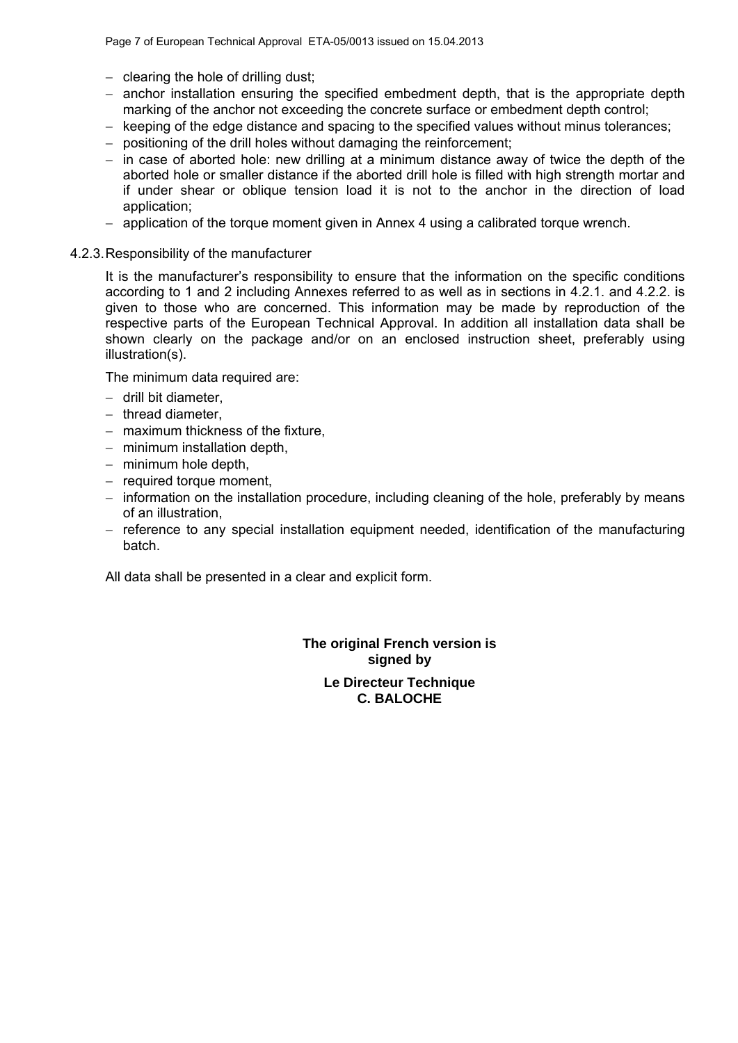- clearing the hole of drilling dust;
- anchor installation ensuring the specified embedment depth, that is the appropriate depth marking of the anchor not exceeding the concrete surface or embedment depth control;
- keeping of the edge distance and spacing to the specified values without minus tolerances;
- positioning of the drill holes without damaging the reinforcement;
- in case of aborted hole: new drilling at a minimum distance away of twice the depth of the aborted hole or smaller distance if the aborted drill hole is filled with high strength mortar and if under shear or oblique tension load it is not to the anchor in the direction of load application;
- application of the torque moment given in Annex 4 using a calibrated torque wrench.

### 4.2.3. Responsibility of the manufacturer

It is the manufacturer's responsibility to ensure that the information on the specific conditions according to 1 and 2 including Annexes referred to as well as in sections in 4.2.1. and 4.2.2. is given to those who are concerned. This information may be made by reproduction of the respective parts of the European Technical Approval. In addition all installation data shall be shown clearly on the package and/or on an enclosed instruction sheet, preferably using illustration(s).

The minimum data required are:

- drill bit diameter,
- thread diameter,
- maximum thickness of the fixture,
- minimum installation depth,
- minimum hole depth,
- required torque moment,
- information on the installation procedure, including cleaning of the hole, preferably by means of an illustration,
- reference to any special installation equipment needed, identification of the manufacturing batch.

All data shall be presented in a clear and explicit form.

**The original French version is signed by**

**Le Directeur Technique**
**C. BALOCHE**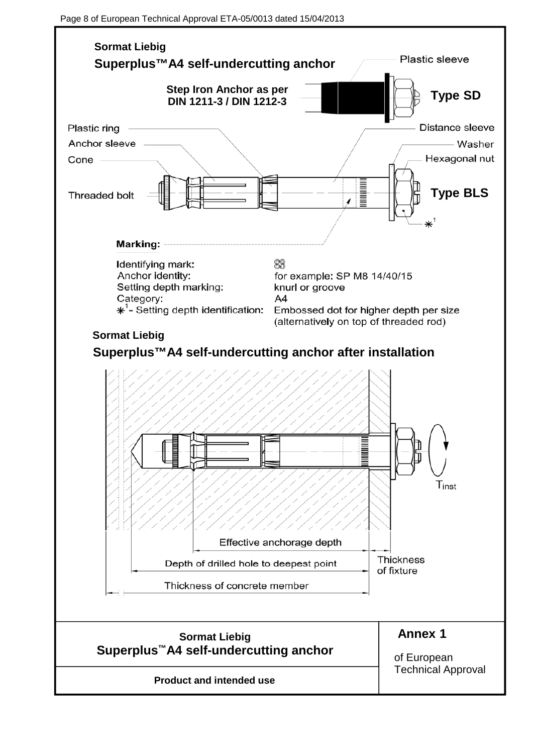**Sormat Liebig**

**Superplus™ A4 self-undercutting anchor**

Plastic sleeve

**Step Iron Anchor as per DIN 1211-3 / DIN 1212-3**

**Type SD**

Plastic ring

Anchor sleeve

Cone

Threaded bolt

Distance sleeve

Washer

Hexagonal nut

**Type BLS**

**Marking:**

Identifying mark:

Anchor identity: for example: SP M8 14/40/15

Setting depth marking: knurl or groove

Category: A4

*[1] - Setting depth identification: Embossed dot for higher depth per size (alternatively on top of threaded rod)

**Sormat Liebig**

**Superplus™ A4 self-undercutting anchor after installation**

$T_{inst}$

Effective anchorage depth

Depth of drilled hole to deepest point

Thickness of fixture

Thickness of concrete member

| **Sormat Liebig** **Superplus™ A4 self-undercutting anchor** | **Annex 1** of European Technical Approval |
|---|---|
| **Product and intended use** | |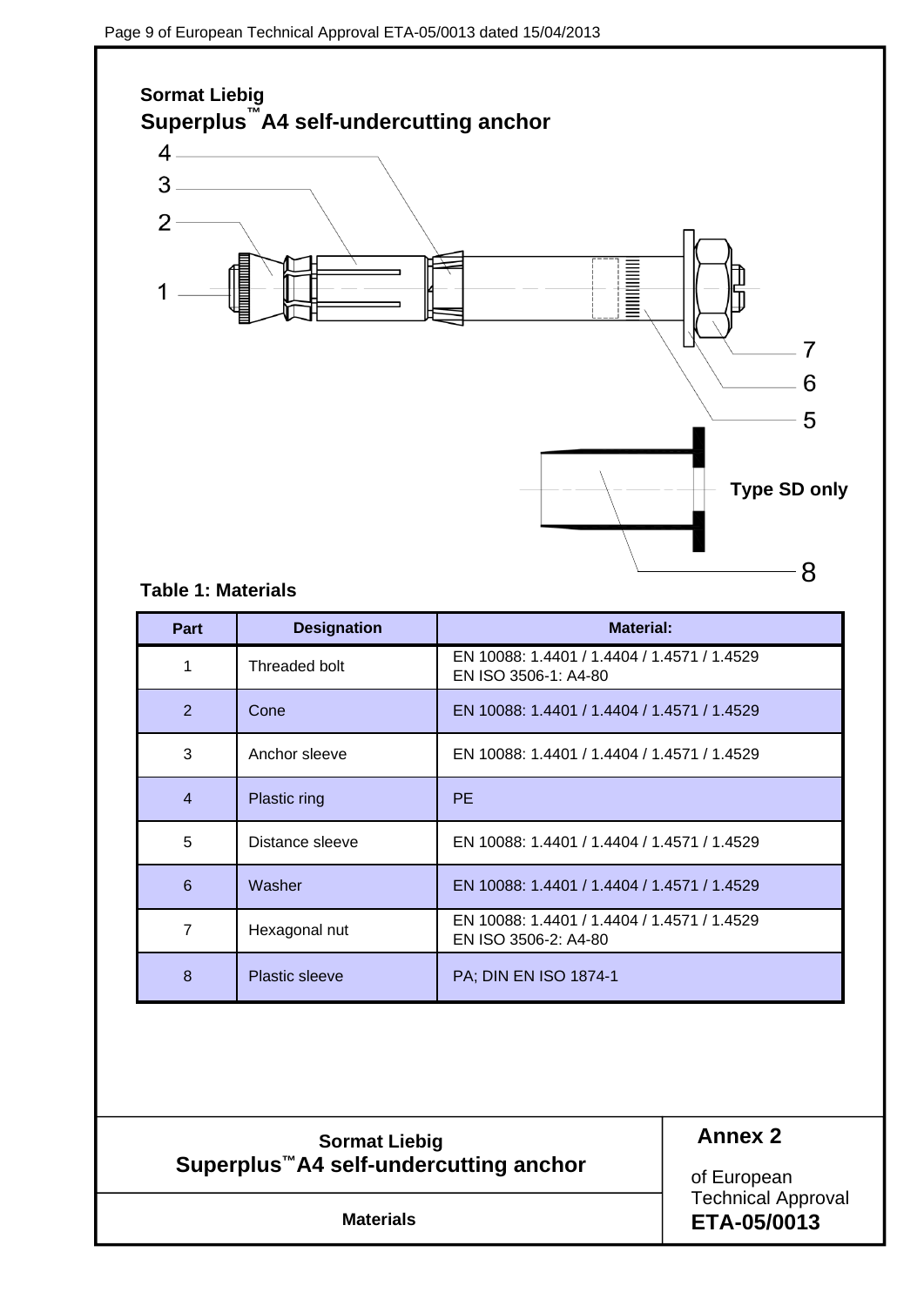**Sormat Liebig**
## Superplus™ A4 self-undercutting anchor

4

3

2

1

7

6

5

Type SD only

8

**Table 1: Materials**

| Part | Designation | Material: |
|---|---|---|
| 1 | Threaded bolt | EN 10088: 1.4401 / 1.4404 / 1.4571 / 1.4529<br>EN ISO 3506-1: A4-80 |
| 2 | Cone | EN 10088: 1.4401 / 1.4404 / 1.4571 / 1.4529 |
| 3 | Anchor sleeve | EN 10088: 1.4401 / 1.4404 / 1.4571 / 1.4529 |
| 4 | Plastic ring | PE |
| 5 | Distance sleeve | EN 10088: 1.4401 / 1.4404 / 1.4571 / 1.4529 |
| 6 | Washer | EN 10088: 1.4401 / 1.4404 / 1.4571 / 1.4529 |
| 7 | Hexagonal nut | EN 10088: 1.4401 / 1.4404 / 1.4571 / 1.4529<br>EN ISO 3506-2: A4-80 |
| 8 | Plastic sleeve | PA; DIN EN ISO 1874-1 |

| **Sormat Liebig**<br>**Superplus™ A4 self-undercutting anchor** | **Annex 2**<br><br>of European Technical Approval<br>**ETA-05/0013** |
|---|---|
| **Materials** | |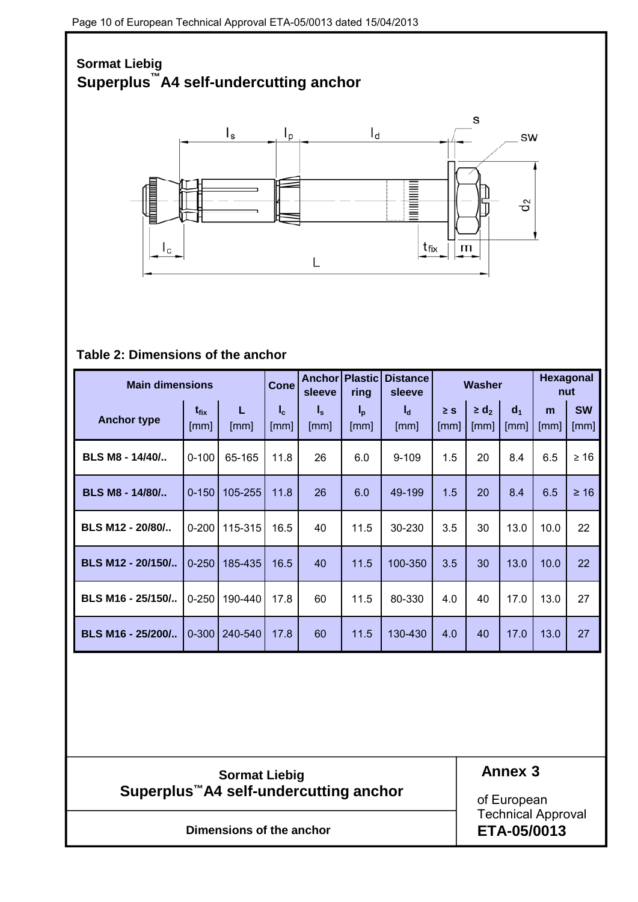**Sormat Liebig**

**Superplus™A4 self-undercutting anchor**

**Table 2: Dimensions of the anchor**

| Main dimensions | | | Cone | Anchor sleeve | Plastic ring | Distance sleeve | Washer | | | Hexagonal nut | |
|---|---|---|---|---|---|---|---|---|---|---|---|
| Anchor type | $t_{fix}$ [mm] | L [mm] | $l_c$ [mm] | $l_s$ [mm] | $l_p$ [mm] | $l_d$ [mm] | ≥ s [mm] | ≥ $d_2$ [mm] | $d_1$ [mm] | m [mm] | SW [mm] |
| BLS M8 - 14/40/.. | 0-100 | 65-165 | 11.8 | 26 | 6.0 | 9-109 | 1.5 | 20 | 8.4 | 6.5 | ≥ 16 |
| BLS M8 - 14/80/.. | 0-150 | 105-255 | 11.8 | 26 | 6.0 | 49-199 | 1.5 | 20 | 8.4 | 6.5 | ≥ 16 |
| BLS M12 - 20/80/.. | 0-200 | 115-315 | 16.5 | 40 | 11.5 | 30-230 | 3.5 | 30 | 13.0 | 10.0 | 22 |
| BLS M12 - 20/150/.. | 0-250 | 185-435 | 16.5 | 40 | 11.5 | 100-350 | 3.5 | 30 | 13.0 | 10.0 | 22 |
| BLS M16 - 25/150/.. | 0-250 | 190-440 | 17.8 | 60 | 11.5 | 80-330 | 4.0 | 40 | 17.0 | 13.0 | 27 |
| BLS M16 - 25/200/.. | 0-300 | 240-540 | 17.8 | 60 | 11.5 | 130-430 | 4.0 | 40 | 17.0 | 13.0 | 27 |

**Sormat Liebig**
**Superplus™A4 self-undercutting anchor**

**Dimensions of the anchor**

**Annex 3**
of European Technical Approval
**ETA-05/0013**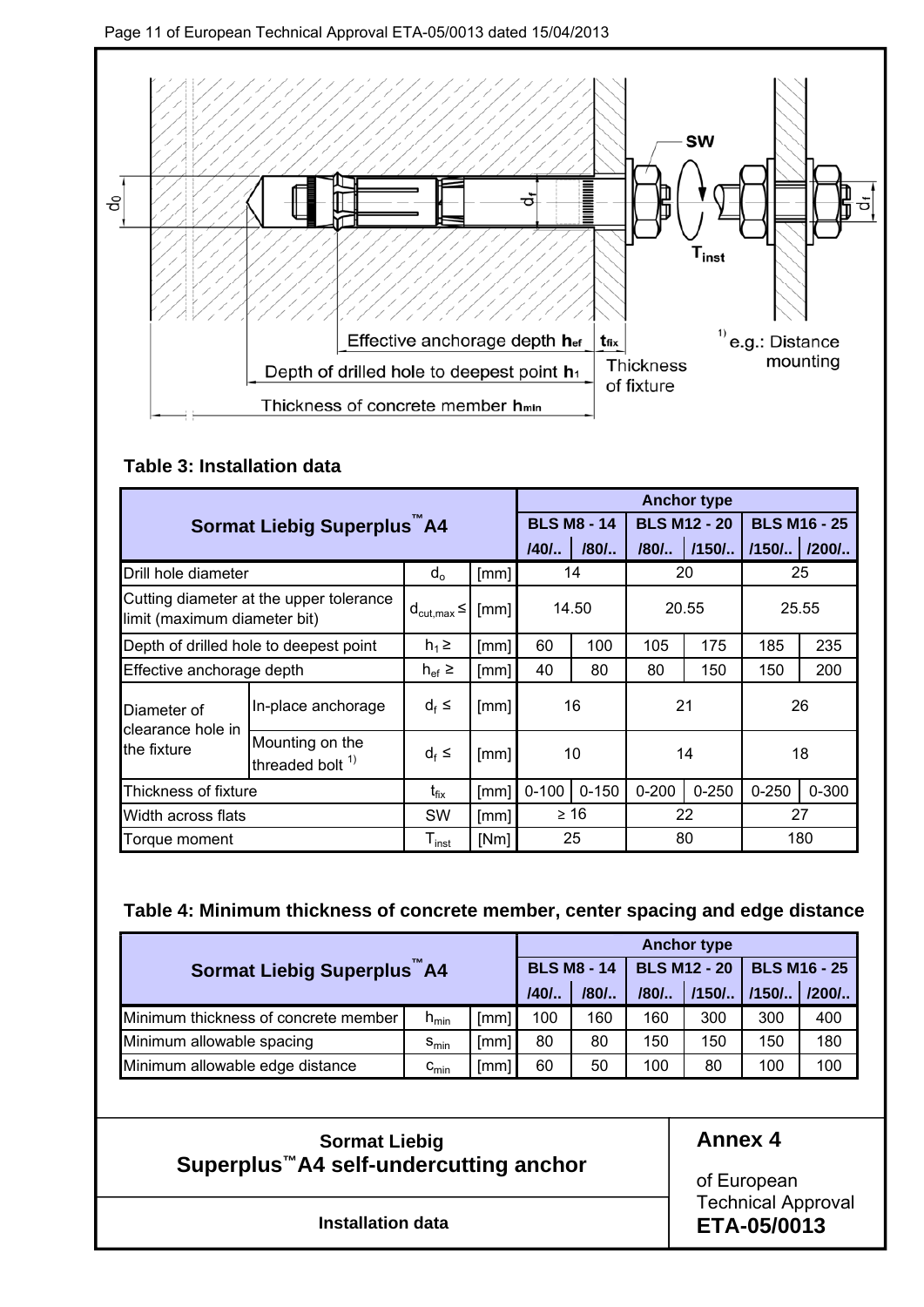$d_0$ | $d_f$ | SW | $T_{inst}$ | $d_f$

Effective anchorage depth $h_{ef}$ | $t_{fix}$ Thickness of fixture | [1] e.g.: Distance mounting

Depth of drilled hole to deepest point $h_1$

Thickness of concrete member $h_{min}$

**Table 3: Installation data**

| Sormat Liebig Superplus™ A4 | | | | Anchor type | | | | | |
|---|---|---|---|---|---|---|---|---|---|
| | | | | BLS M8 - 14 | | BLS M12 - 20 | | BLS M16 - 25 | |
| | | | | /40/.. | /80/.. | /80/.. | /150/.. | /150/.. | /200/.. |
| Drill hole diameter | | $d_o$ | [mm] | 14 | | 20 | | 25 | |
| Cutting diameter at the upper tolerance limit (maximum diameter bit) | | $d_{cut,max} \leq$ | [mm] | 14.50 | | 20.55 | | 25.55 | |
| Depth of drilled hole to deepest point | | $h_1 \geq$ | [mm] | 60 | 100 | 105 | 175 | 185 | 235 |
| Effective anchorage depth | | $h_{ef} \geq$ | [mm] | 40 | 80 | 80 | 150 | 150 | 200 |
| Diameter of clearance hole in the fixture | In-place anchorage | $d_f \leq$ | [mm] | 16 | | 21 | | 26 | |
| | Mounting on the threaded bolt [1] | $d_f \leq$ | [mm] | 10 | | 14 | | 18 | |
| Thickness of fixture | | $t_{fix}$ | [mm] | 0-100 | 0-150 | 0-200 | 0-250 | 0-250 | 0-300 |
| Width across flats | | SW | [mm] | ≥ 16 | | 22 | | 27 | |
| Torque moment | | $T_{inst}$ | [Nm] | 25 | | 80 | | 180 | |

**Table 4: Minimum thickness of concrete member, center spacing and edge distance**

| Sormat Liebig Superplus™ A4 | | | Anchor type | | | | | |
|---|---|---|---|---|---|---|---|---|
| | | | BLS M8 - 14 | | BLS M12 - 20 | | BLS M16 - 25 | |
| | | | /40/.. | /80/.. | /80/.. | /150/.. | /150/.. | /200/.. |
| Minimum thickness of concrete member | $h_{min}$ | [mm] | 100 | 160 | 160 | 300 | 300 | 400 |
| Minimum allowable spacing | $s_{min}$ | [mm] | 80 | 80 | 150 | 150 | 150 | 180 |
| Minimum allowable edge distance | $c_{min}$ | [mm] | 60 | 50 | 100 | 80 | 100 | 100 |

**Sormat Liebig**
**Superplus™ A4 self-undercutting anchor**

**Installation data**

**Annex 4**

of European Technical Approval
**ETA-05/0013**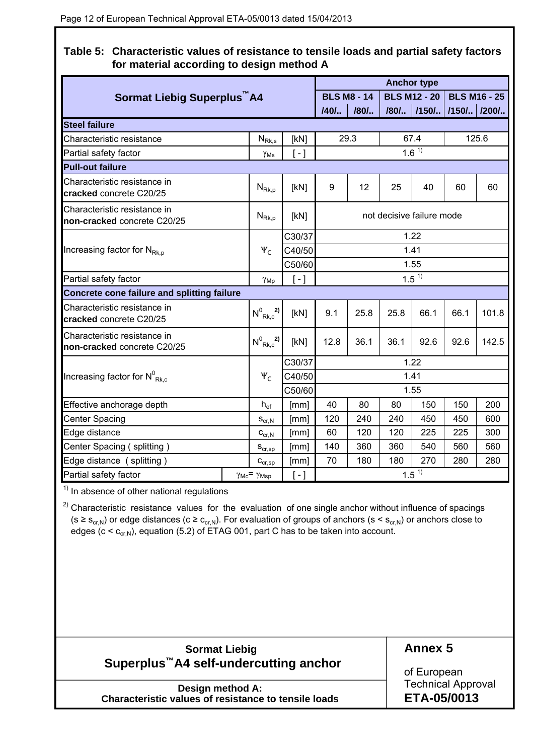## Table 5: Characteristic values of resistance to tensile loads and partial safety factors for material according to design method A

| Sormat Liebig Superplus™A4 | | | Anchor type | | | | | |
|---|---|---|---|---|---|---|---|---|
| | | | BLS M8 - 14 | | BLS M12 - 20 | | BLS M16 - 25 | |
| | | | /40/.. | /80/.. | /80/.. | /150/.. | /150/.. | /200/.. |
| **Steel failure** | | | | | | | | |
| Characteristic resistance | $N_{Rk,s}$ | [kN] | 29.3 | | 67.4 | | 125.6 | |
| Partial safety factor | $\gamma_{Ms}$ | [ - ] | 1.6 [1] | | | | | |
| **Pull-out failure** | | | | | | | | |
| Characteristic resistance in **cracked** concrete C20/25 | $N_{Rk,p}$ | [kN] | 9 | 12 | 25 | 40 | 60 | 60 |
| Characteristic resistance in **non-cracked** concrete C20/25 | $N_{Rk,p}$ | [kN] | not decisive failure mode | | | | | |
| Increasing factor for $N_{Rk,p}$ | $\Psi_C$ | C30/37 | 1.22 | | | | | |
| | | C40/50 | 1.41 | | | | | |
| | | C50/60 | 1.55 | | | | | |
| Partial safety factor | $\gamma_{Mp}$ | [ - ] | 1.5 [1] | | | | | |
| **Concrete cone failure and splitting failure** | | | | | | | | |
| Characteristic resistance in **cracked** concrete C20/25 | $N^0_{Rk,c}$ [2] | [kN] | 9.1 | 25.8 | 25.8 | 66.1 | 66.1 | 101.8 |
| Characteristic resistance in **non-cracked** concrete C20/25 | $N^0_{Rk,c}$ [2] | [kN] | 12.8 | 36.1 | 36.1 | 92.6 | 92.6 | 142.5 |
| Increasing factor for $N^0_{Rk,c}$ | $\Psi_C$ | C30/37 | 1.22 | | | | | |
| | | C40/50 | 1.41 | | | | | |
| | | C50/60 | 1.55 | | | | | |
| Effective anchorage depth | $h_{ef}$ | [mm] | 40 | 80 | 80 | 150 | 150 | 200 |
| Center Spacing | $s_{cr,N}$ | [mm] | 120 | 240 | 240 | 450 | 450 | 600 |
| Edge distance | $c_{cr,N}$ | [mm] | 60 | 120 | 120 | 225 | 225 | 300 |
| Center Spacing ( splitting ) | $s_{cr,sp}$ | [mm] | 140 | 360 | 360 | 540 | 560 | 560 |
| Edge distance ( splitting ) | $c_{cr,sp}$ | [mm] | 70 | 180 | 180 | 270 | 280 | 280 |
| Partial safety factor | $\gamma_{Mc} = \gamma_{Msp}$ | [ - ] | 1.5 [1] | | | | | |

[1] In absence of other national regulations

[2] Characteristic resistance values for the evaluation of one single anchor without influence of spacings ($s \geq s_{cr,N}$) or edge distances ($c \geq c_{cr,N}$). For evaluation of groups of anchors ($s < s_{cr,N}$) or anchors close to edges ($c < c_{cr,N}$), equation (5.2) of ETAG 001, part C has to be taken into account.

| Sormat Liebig Superplus™A4 self-undercutting anchor | **Annex 5** |
|---|---|
| **Design method A: Characteristic values of resistance to tensile loads** | of European Technical Approval **ETA-05/0013** |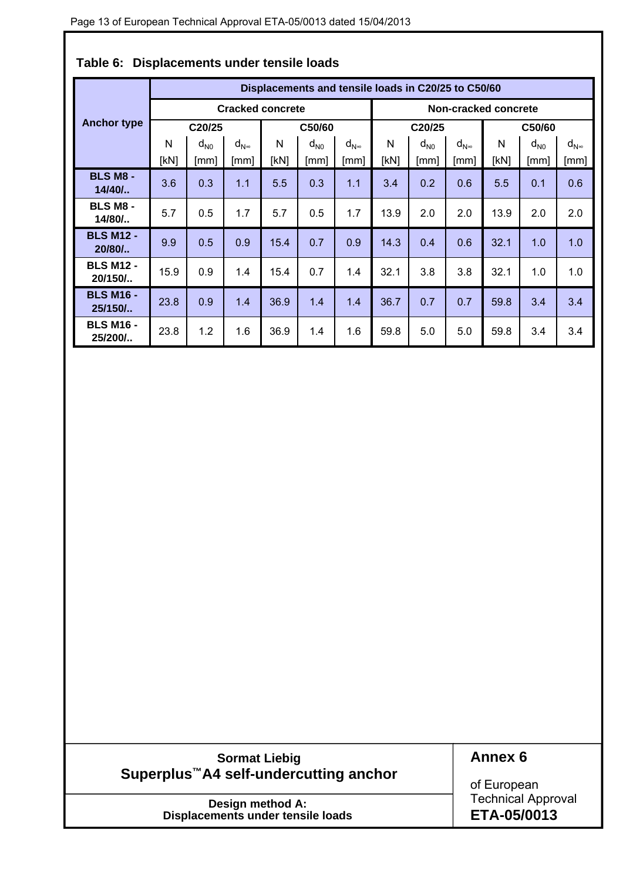## Table 6: Displacements under tensile loads

| Anchor type | Displacements and tensile loads in C20/25 to C50/60 | | | | | | | | | | | |
|---|---|---|---|---|---|---|---|---|---|---|---|---|
| | Cracked concrete | | | | | | Non-cracked concrete | | | | | |
| | C20/25 | | | C50/60 | | | C20/25 | | | C50/60 | | |
| | N [kN] | $d_{N0}$ [mm] | $d_{N\infty}$ [mm] | N [kN] | $d_{N0}$ [mm] | $d_{N\infty}$ [mm] | N [kN] | $d_{N0}$ [mm] | $d_{N\infty}$ [mm] | N [kN] | $d_{N0}$ [mm] | $d_{N\infty}$ [mm] |
| **BLS M8 - 14/40/..** | 3.6 | 0.3 | 1.1 | 5.5 | 0.3 | 1.1 | 3.4 | 0.2 | 0.6 | 5.5 | 0.1 | 0.6 |
| **BLS M8 - 14/80/..** | 5.7 | 0.5 | 1.7 | 5.7 | 0.5 | 1.7 | 13.9 | 2.0 | 2.0 | 13.9 | 2.0 | 2.0 |
| **BLS M12 - 20/80/..** | 9.9 | 0.5 | 0.9 | 15.4 | 0.7 | 0.9 | 14.3 | 0.4 | 0.6 | 32.1 | 1.0 | 1.0 |
| **BLS M12 - 20/150/..** | 15.9 | 0.9 | 1.4 | 15.4 | 0.7 | 1.4 | 32.1 | 3.8 | 3.8 | 32.1 | 1.0 | 1.0 |
| **BLS M16 - 25/150/..** | 23.8 | 0.9 | 1.4 | 36.9 | 1.4 | 1.4 | 36.7 | 0.7 | 0.7 | 59.8 | 3.4 | 3.4 |
| **BLS M16 - 25/200/..** | 23.8 | 1.2 | 1.6 | 36.9 | 1.4 | 1.6 | 59.8 | 5.0 | 5.0 | 59.8 | 3.4 | 3.4 |

| **Sormat Liebig**<br>**Superplus™A4 self-undercutting anchor** | **Annex 6**<br>of European Technical Approval<br>**ETA-05/0013** |
|---|---|
| **Design method A:**<br>**Displacements under tensile loads** | |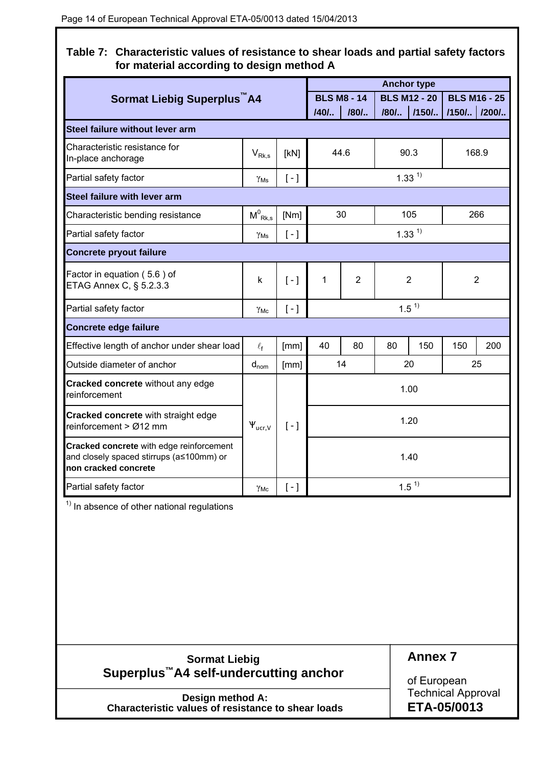**Table 7: Characteristic values of resistance to shear loads and partial safety factors for material according to design method A**

| Sormat Liebig Superplus™A4 | | | Anchor type | | | | | |
|---|---|---|---|---|---|---|---|---|
| | | | BLS M8 - 14 | | BLS M12 - 20 | | BLS M16 - 25 | |
| | | | /40/.. | /80/.. | /80/.. | /150/.. | /150/.. | /200/.. |
| **Steel failure without lever arm** | | | | | | | | |
| Characteristic resistance for In-place anchorage | $V_{Rk,s}$ | [kN] | 44.6 | | 90.3 | | 168.9 | |
| Partial safety factor | $\gamma_{Ms}$ | [ - ] | 1.33 [1] | | | | | |
| **Steel failure with lever arm** | | | | | | | | |
| Characteristic bending resistance | $M^0_{Rk,s}$ | [Nm] | 30 | | 105 | | 266 | |
| Partial safety factor | $\gamma_{Ms}$ | [ - ] | 1.33 [1] | | | | | |
| **Concrete pryout failure** | | | | | | | | |
| Factor in equation ( 5.6 ) of ETAG Annex C, § 5.2.3.3 | k | [ - ] | 1 | 2 | 2 | | 2 | |
| Partial safety factor | $\gamma_{Mc}$ | [ - ] | 1.5 [1] | | | | | |
| **Concrete edge failure** | | | | | | | | |
| Effective length of anchor under shear load | $\ell_f$ | [mm] | 40 | 80 | 80 | 150 | 150 | 200 |
| Outside diameter of anchor | $d_{nom}$ | [mm] | 14 | | 20 | | 25 | |
| **Cracked concrete** without any edge reinforcement | $\Psi_{ucr,V}$ | [ - ] | 1.00 | | | | | |
| **Cracked concrete** with straight edge reinforcement > Ø12 mm | $\Psi_{ucr,V}$ | [ - ] | 1.20 | | | | | |
| **Cracked concrete** with edge reinforcement and closely spaced stirrups (a≤100mm) or **non cracked concrete** | $\Psi_{ucr,V}$ | [ - ] | 1.40 | | | | | |
| Partial safety factor | $\gamma_{Mc}$ | [ - ] | 1.5 [1] | | | | | |

[1] In absence of other national regulations

**Sormat Liebig Superplus™A4 self-undercutting anchor**

**Design method A: Characteristic values of resistance to shear loads**

**Annex 7** of European Technical Approval **ETA-05/0013**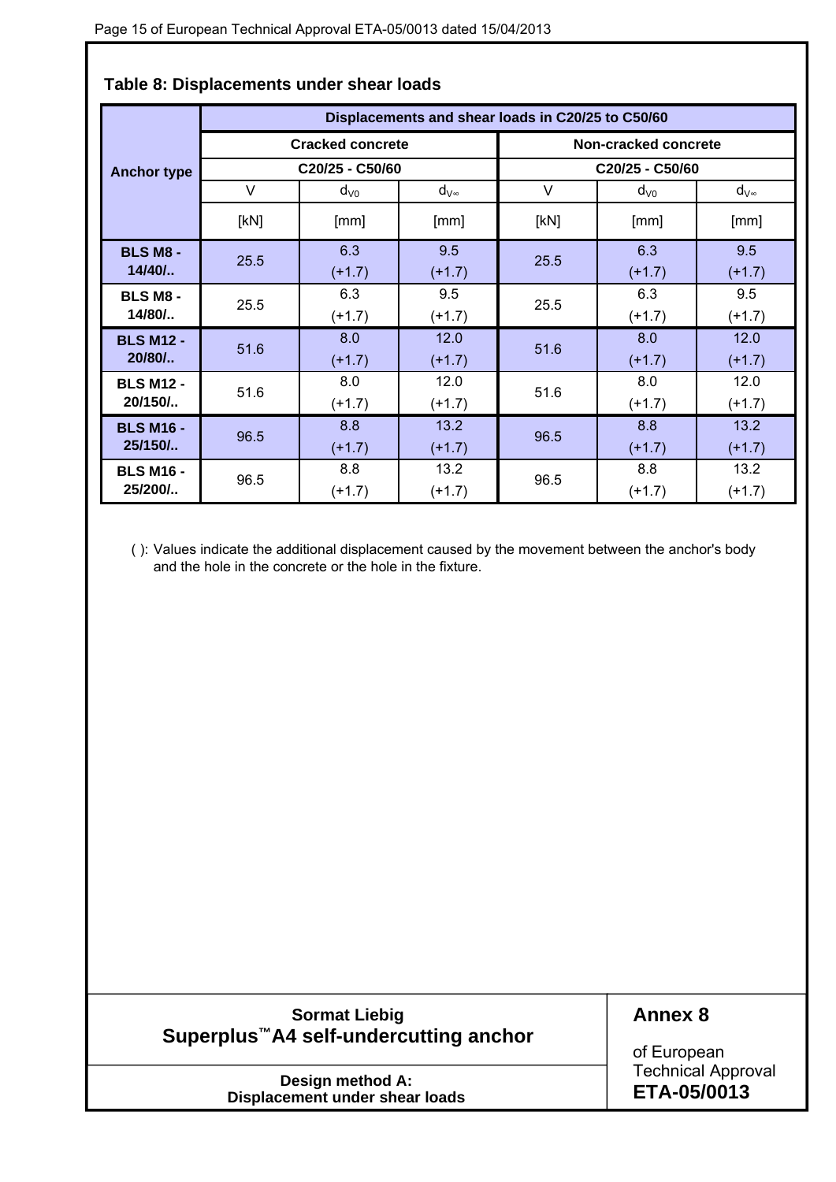## Table 8: Displacements under shear loads

| Anchor type | Displacements and shear loads in C20/25 to C50/60 | | | | | |
|---|---|---|---|---|---|---|
| | Cracked concrete | | | Non-cracked concrete | | |
| | C20/25 - C50/60 | | | C20/25 - C50/60 | | |
| | V | $d_{V0}$ | $d_{V\infty}$ | V | $d_{V0}$ | $d_{V\infty}$ |
| | [kN] | [mm] | [mm] | [kN] | [mm] | [mm] |
| **BLS M8 - 14/40/..** | 25.5 | 6.3 (+1.7) | 9.5 (+1.7) | 25.5 | 6.3 (+1.7) | 9.5 (+1.7) |
| **BLS M8 - 14/80/..** | 25.5 | 6.3 (+1.7) | 9.5 (+1.7) | 25.5 | 6.3 (+1.7) | 9.5 (+1.7) |
| **BLS M12 - 20/80/..** | 51.6 | 8.0 (+1.7) | 12.0 (+1.7) | 51.6 | 8.0 (+1.7) | 12.0 (+1.7) |
| **BLS M12 - 20/150/..** | 51.6 | 8.0 (+1.7) | 12.0 (+1.7) | 51.6 | 8.0 (+1.7) | 12.0 (+1.7) |
| **BLS M16 - 25/150/..** | 96.5 | 8.8 (+1.7) | 13.2 (+1.7) | 96.5 | 8.8 (+1.7) | 13.2 (+1.7) |
| **BLS M16 - 25/200/..** | 96.5 | 8.8 (+1.7) | 13.2 (+1.7) | 96.5 | 8.8 (+1.7) | 13.2 (+1.7) |

( ): Values indicate the additional displacement caused by the movement between the anchor's body and the hole in the concrete or the hole in the fixture.

| **Sormat Liebig**<br>**Superplus™A4 self-undercutting anchor** | **Annex 8**<br>of European Technical Approval<br>**ETA-05/0013** |
|---|---|
| **Design method A:**<br>**Displacement under shear loads** | |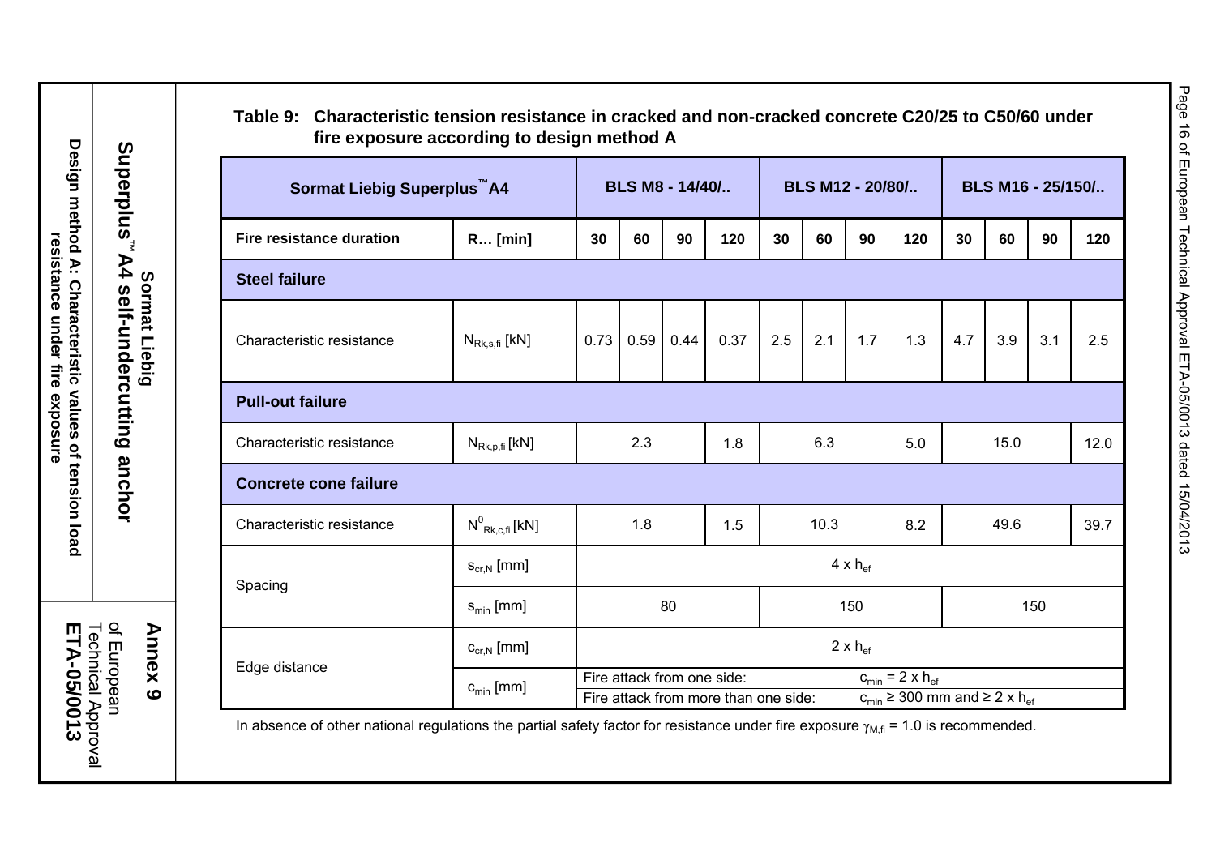**Table 9: Characteristic tension resistance in cracked and non-cracked concrete C20/25 to C50/60 under fire exposure according to design method A**

| Sormat Liebig Superplus™ A4 | | BLS M8 - 14/40/.. | | | | BLS M12 - 20/80/.. | | | | BLS M16 - 25/150/.. | | | |
|---|---|---|---|---|---|---|---|---|---|---|---|---|---|
| Fire resistance duration | R… [min] | 30 | 60 | 90 | 120 | 30 | 60 | 90 | 120 | 30 | 60 | 90 | 120 |
| **Steel failure** | | | | | | | | | | | | | |
| Characteristic resistance | $N_{Rk,s,fi}$ [kN] | 0.73 | 0.59 | 0.44 | 0.37 | 2.5 | 2.1 | 1.7 | 1.3 | 4.7 | 3.9 | 3.1 | 2.5 |
| **Pull-out failure** | | | | | | | | | | | | | |
| Characteristic resistance | $N_{Rk,p,fi}$ [kN] | 2.3 | | | 1.8 | 6.3 | | | 5.0 | 15.0 | | | 12.0 |
| **Concrete cone failure** | | | | | | | | | | | | | |
| Characteristic resistance | $N^0_{Rk,c,fi}$ [kN] | 1.8 | | | 1.5 | 10.3 | | | 8.2 | 49.6 | | | 39.7 |
| Spacing | $s_{cr,N}$ [mm] | $4 \times h_{ef}$ | | | | | | | | | | | |
| | $s_{min}$ [mm] | 80 | | | | 150 | | | | 150 | | | |
| Edge distance | $c_{cr,N}$ [mm] | $2 \times h_{ef}$ | | | | | | | | | | | |
| | $c_{min}$ [mm] | Fire attack from one side: $c_{min} = 2 \times h_{ef}$ <br> Fire attack from more than one side: $c_{min} \geq 300$ mm and $\geq 2 \times h_{ef}$ | | | | | | | | | | | |

In absence of other national regulations the partial safety factor for resistance under fire exposure $\gamma_{M,fi} = 1.0$ is recommended.

**Sormat Liebig**

**Superplus™ A4 self-undercutting anchor**

**Design method A: Characteristic values of tension load resistance under fire exposure**

**Annex 9**
of European Technical Approval
**ETA-05/0013**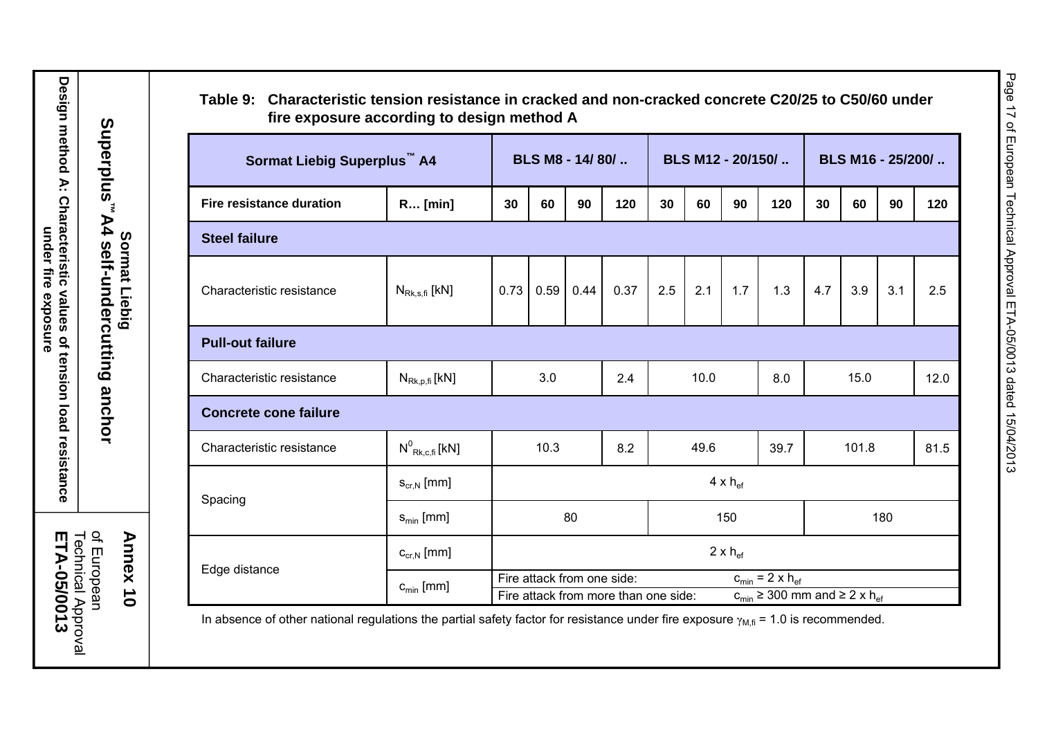**Table 9: Characteristic tension resistance in cracked and non-cracked concrete C20/25 to C50/60 under fire exposure according to design method A**

| Sormat Liebig Superplus™ A4 | | BLS M8 - 14/ 80/ .. | | | | BLS M12 - 20/150/ .. | | | | BLS M16 - 25/200/ .. | | | |
|---|---|---|---|---|---|---|---|---|---|---|---|---|---|
| Fire resistance duration | R… [min] | 30 | 60 | 90 | 120 | 30 | 60 | 90 | 120 | 30 | 60 | 90 | 120 |
| **Steel failure** | | | | | | | | | | | | | |
| Characteristic resistance | $N_{Rk,s,fi}$ [kN] | 0.73 | 0.59 | 0.44 | 0.37 | 2.5 | 2.1 | 1.7 | 1.3 | 4.7 | 3.9 | 3.1 | 2.5 |
| **Pull-out failure** | | | | | | | | | | | | | |
| Characteristic resistance | $N_{Rk,p,fi}$ [kN] | 3.0 | | | 2.4 | 10.0 | | | 8.0 | 15.0 | | | 12.0 |
| **Concrete cone failure** | | | | | | | | | | | | | |
| Characteristic resistance | $N^0_{Rk,c,fi}$ [kN] | 10.3 | | | 8.2 | 49.6 | | | 39.7 | 101.8 | | | 81.5 |
| Spacing | $s_{cr,N}$ [mm] | $4 \times h_{ef}$ | | | | | | | | | | | |
| | $s_{min}$ [mm] | 80 | | | | 150 | | | | 180 | | | |
| Edge distance | $c_{cr,N}$ [mm] | $2 \times h_{ef}$ | | | | | | | | | | | |
| | $c_{min}$ [mm] | Fire attack from one side: $c_{min} = 2 \times h_{ef}$ | | | | | | | | | | | |
| | | Fire attack from more than one side: $c_{min} \geq 300$ mm and $\geq 2 \times h_{ef}$ | | | | | | | | | | | |

In absence of other national regulations the partial safety factor for resistance under fire exposure $\gamma_{M,fi} = 1.0$ is recommended.

**Sormat Liebig**
**Superplus™ A4 self-undercutting anchor**

**Design method A: Characteristic values of tension load resistance under fire exposure**

**Annex 10**
of European Technical Approval
**ETA-05/0013**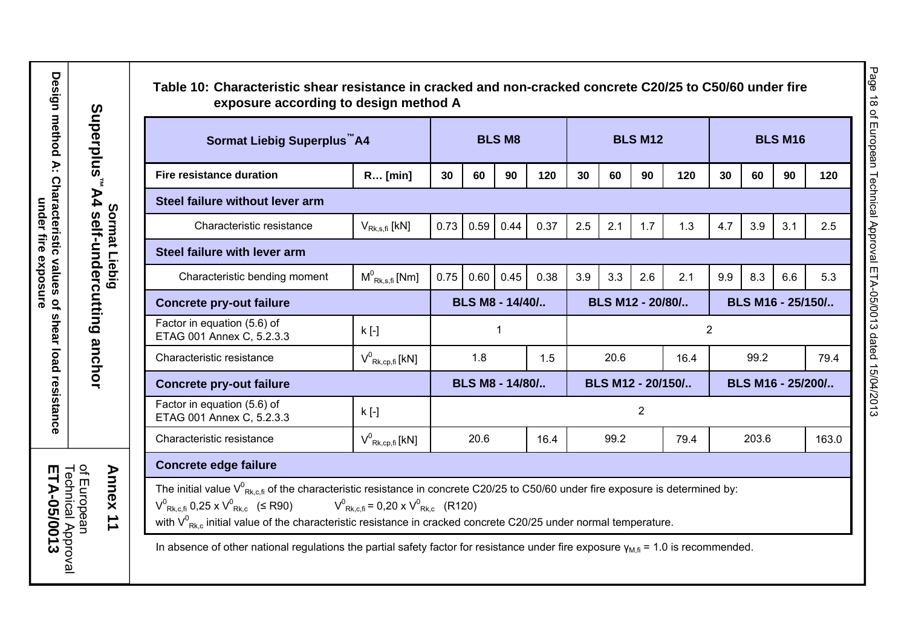**Table 10: Characteristic shear resistance in cracked and non-cracked concrete C20/25 to C50/60 under fire exposure according to design method A**

| Sormat Liebig Superplus™A4 | | BLS M8 | | | | BLS M12 | | | | BLS M16 | | | |
|---|---|---|---|---|---|---|---|---|---|---|---|---|---|
| **Fire resistance duration** | **R… [min]** | **30** | **60** | **90** | **120** | **30** | **60** | **90** | **120** | **30** | **60** | **90** | **120** |
| **Steel failure without lever arm** | | | | | | | | | | | | | |
| Characteristic resistance | $V_{Rk,s,fi}$ [kN] | 0.73 | 0.59 | 0.44 | 0.37 | 2.5 | 2.1 | 1.7 | 1.3 | 4.7 | 3.9 | 3.1 | 2.5 |
| **Steel failure with lever arm** | | | | | | | | | | | | | |
| Characteristic bending moment | $M^0_{Rk,s,fi}$ [Nm] | 0.75 | 0.60 | 0.45 | 0.38 | 3.9 | 3.3 | 2.6 | 2.1 | 9.9 | 8.3 | 6.6 | 5.3 |
| **Concrete pry-out failure** | | **BLS M8 - 14/40/..** | | | | **BLS M12 - 20/80/..** | | | | **BLS M16 - 25/150/..** | | | |
| Factor in equation (5.6) of ETAG 001 Annex C, 5.2.3.3 | k [-] | 1 | | | | 2 | | | | | | | |
| Characteristic resistance | $V^0_{Rk,cp,fi}$ [kN] | 1.8 | | | 1.5 | 20.6 | | | 16.4 | 99.2 | | | 79.4 |
| **Concrete pry-out failure** | | **BLS M8 - 14/80/..** | | | | **BLS M12 - 20/150/..** | | | | **BLS M16 - 25/200/..** | | | |
| Factor in equation (5.6) of ETAG 001 Annex C, 5.2.3.3 | k [-] | 2 | | | | | | | | | | | |
| Characteristic resistance | $V^0_{Rk,cp,fi}$ [kN] | 20.6 | | | 16.4 | 99.2 | | | 79.4 | 203.6 | | | 163.0 |
| **Concrete edge failure** | | | | | | | | | | | | | |

The initial value $V^0_{Rk,c,fi}$ of the characteristic resistance in concrete C20/25 to C50/60 under fire exposure is determined by:

$V^0_{Rk,c,fi}$ 0,25 x $V^0_{Rk,c}$ (≤ R90) $V^0_{Rk,c,fi} = 0,20 \times V^0_{Rk,c}$ (R120)

with $V^0_{Rk,c}$ initial value of the characteristic resistance in cracked concrete C20/25 under normal temperature.

In absence of other national regulations the partial safety factor for resistance under fire exposure $\gamma_{M,fi} = 1.0$ is recommended.

Sormat Liebig
**Superplus™ A4 self-undercutting anchor**

**Design method A: Characteristic values of shear load resistance under fire exposure**

**Annex 11**
of European Technical Approval
**ETA-05/0013**